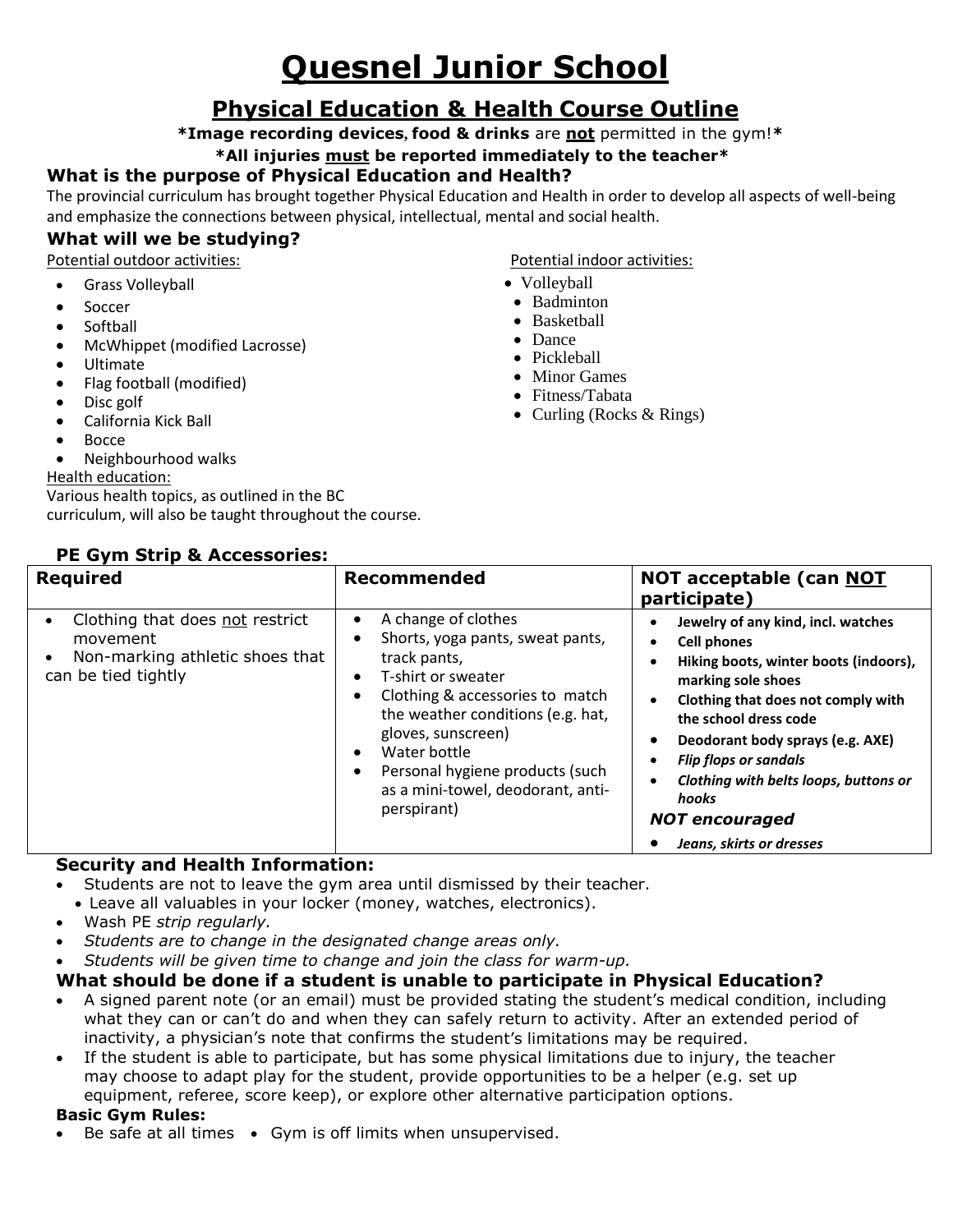# Quesnel Junior School

## Physical Education & Health Course Outline

**\*Image recording devices, food & drinks** are **not** permitted in the gym!**\***

**\*All injuries must be reported immediately to the teacher\***

### What is the purpose of Physical Education and Health?

The provincial curriculum has brought together Physical Education and Health in order to develop all aspects of well-being and emphasize the connections between physical, intellectual, mental and social health.

### What will we be studying?

Potential outdoor activities:

- Grass Volleyball
- Soccer
- Softball
- McWhippet (modified Lacrosse)
- Ultimate
- Flag football (modified)
- Disc golf
- California Kick Ball
- Bocce
- Neighbourhood walks

Potential indoor activities:

- Volleyball
- Badminton
- Basketball
- Dance
- Pickleball
- Minor Games
- Fitness/Tabata
- Curling (Rocks & Rings)

Health education:

Various health topics, as outlined in the BC curriculum, will also be taught throughout the course.

### PE Gym Strip & Accessories:

| Required | Recommended | NOT acceptable (can NOT participate) |
|---|---|---|
| • Clothing that does not restrict movement<br>• Non-marking athletic shoes that can be tied tightly | • A change of clothes<br>• Shorts, yoga pants, sweat pants, track pants,<br>• T-shirt or sweater<br>• Clothing & accessories to match the weather conditions (e.g. hat, gloves, sunscreen)<br>• Water bottle<br>• Personal hygiene products (such as a mini-towel, deodorant, anti-perspirant) | • **Jewelry of any kind, incl. watches**<br>• **Cell phones**<br>• **Hiking boots, winter boots (indoors), marking sole shoes**<br>• **Clothing that does not comply with the school dress code**<br>• **Deodorant body sprays (e.g. AXE)**<br>• ***Flip flops or sandals***<br>• ***Clothing with belts loops, buttons or hooks***<br>***NOT encouraged***<br>• ***Jeans, skirts or dresses*** |

### Security and Health Information:

- Students are not to leave the gym area until dismissed by their teacher.
- Leave all valuables in your locker (money, watches, electronics).
- Wash PE *strip regularly.*
- *Students are to change in the designated change areas only.*
- *Students will be given time to change and join the class for warm-up.*

### What should be done if a student is unable to participate in Physical Education?

- A signed parent note (or an email) must be provided stating the student's medical condition, including what they can or can't do and when they can safely return to activity. After an extended period of inactivity, a physician's note that confirms the student's limitations may be required.
- If the student is able to participate, but has some physical limitations due to injury, the teacher may choose to adapt play for the student, provide opportunities to be a helper (e.g. set up equipment, referee, score keep), or explore other alternative participation options.

**Basic Gym Rules:**

- Be safe at all times
- Gym is off limits when unsupervised.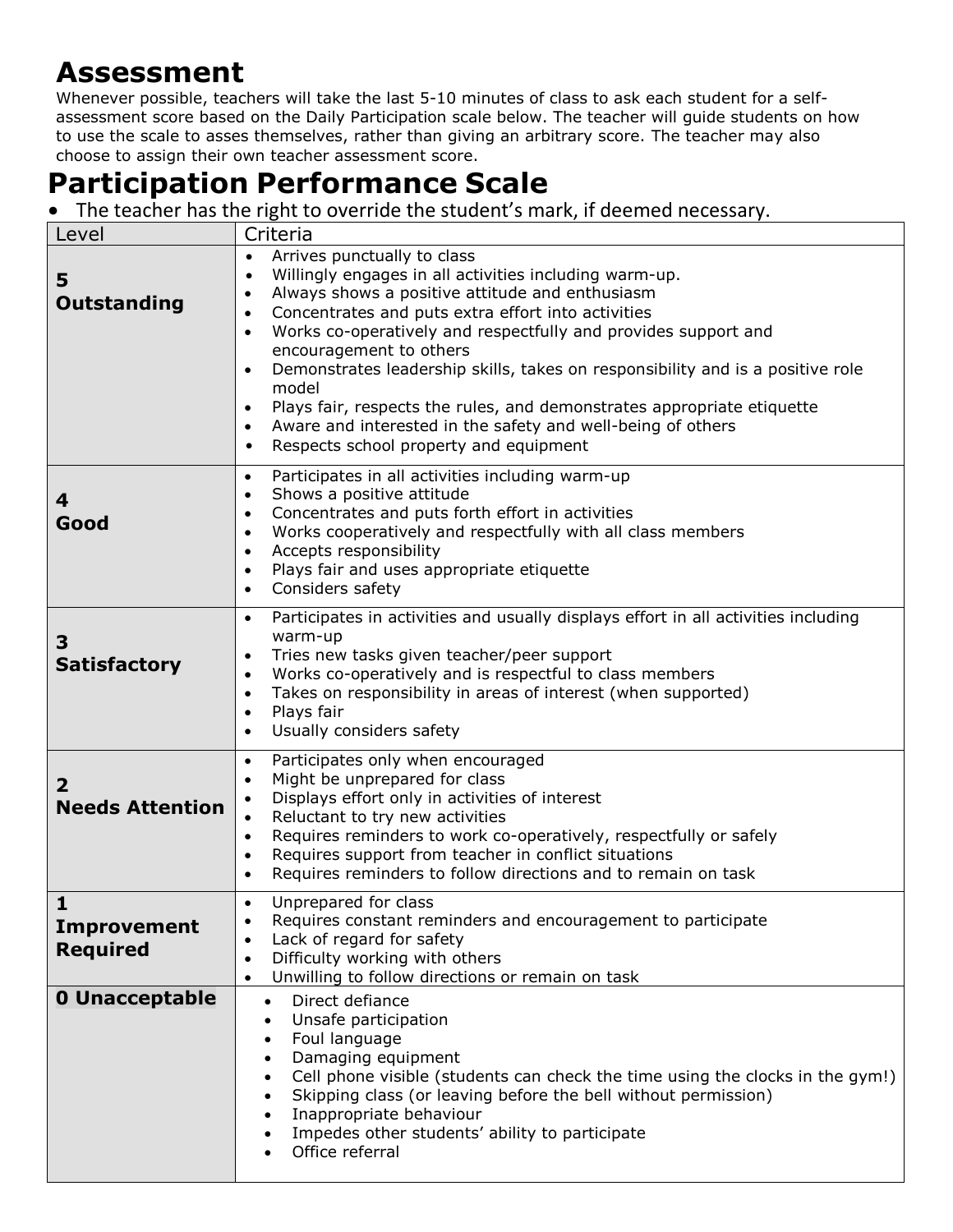# Assessment

Whenever possible, teachers will take the last 5-10 minutes of class to ask each student for a self-assessment score based on the Daily Participation scale below. The teacher will guide students on how to use the scale to asses themselves, rather than giving an arbitrary score. The teacher may also choose to assign their own teacher assessment score.

# Participation Performance Scale

- The teacher has the right to override the student's mark, if deemed necessary.

| Level | Criteria |
|---|---|
| **5 Outstanding** | • Arrives punctually to class<br>• Willingly engages in all activities including warm-up.<br>• Always shows a positive attitude and enthusiasm<br>• Concentrates and puts extra effort into activities<br>• Works co-operatively and respectfully and provides support and encouragement to others<br>• Demonstrates leadership skills, takes on responsibility and is a positive role model<br>• Plays fair, respects the rules, and demonstrates appropriate etiquette<br>• Aware and interested in the safety and well-being of others<br>• Respects school property and equipment |
| **4 Good** | • Participates in all activities including warm-up<br>• Shows a positive attitude<br>• Concentrates and puts forth effort in activities<br>• Works cooperatively and respectfully with all class members<br>• Accepts responsibility<br>• Plays fair and uses appropriate etiquette<br>• Considers safety |
| **3 Satisfactory** | • Participates in activities and usually displays effort in all activities including warm-up<br>• Tries new tasks given teacher/peer support<br>• Works co-operatively and is respectful to class members<br>• Takes on responsibility in areas of interest (when supported)<br>• Plays fair<br>• Usually considers safety |
| **2 Needs Attention** | • Participates only when encouraged<br>• Might be unprepared for class<br>• Displays effort only in activities of interest<br>• Reluctant to try new activities<br>• Requires reminders to work co-operatively, respectfully or safely<br>• Requires support from teacher in conflict situations<br>• Requires reminders to follow directions and to remain on task |
| **1 Improvement Required** | • Unprepared for class<br>• Requires constant reminders and encouragement to participate<br>• Lack of regard for safety<br>• Difficulty working with others<br>• Unwilling to follow directions or remain on task |
| **0 Unacceptable** | • Direct defiance<br>• Unsafe participation<br>• Foul language<br>• Damaging equipment<br>• Cell phone visible (students can check the time using the clocks in the gym!)<br>• Skipping class (or leaving before the bell without permission)<br>• Inappropriate behaviour<br>• Impedes other students' ability to participate<br>• Office referral |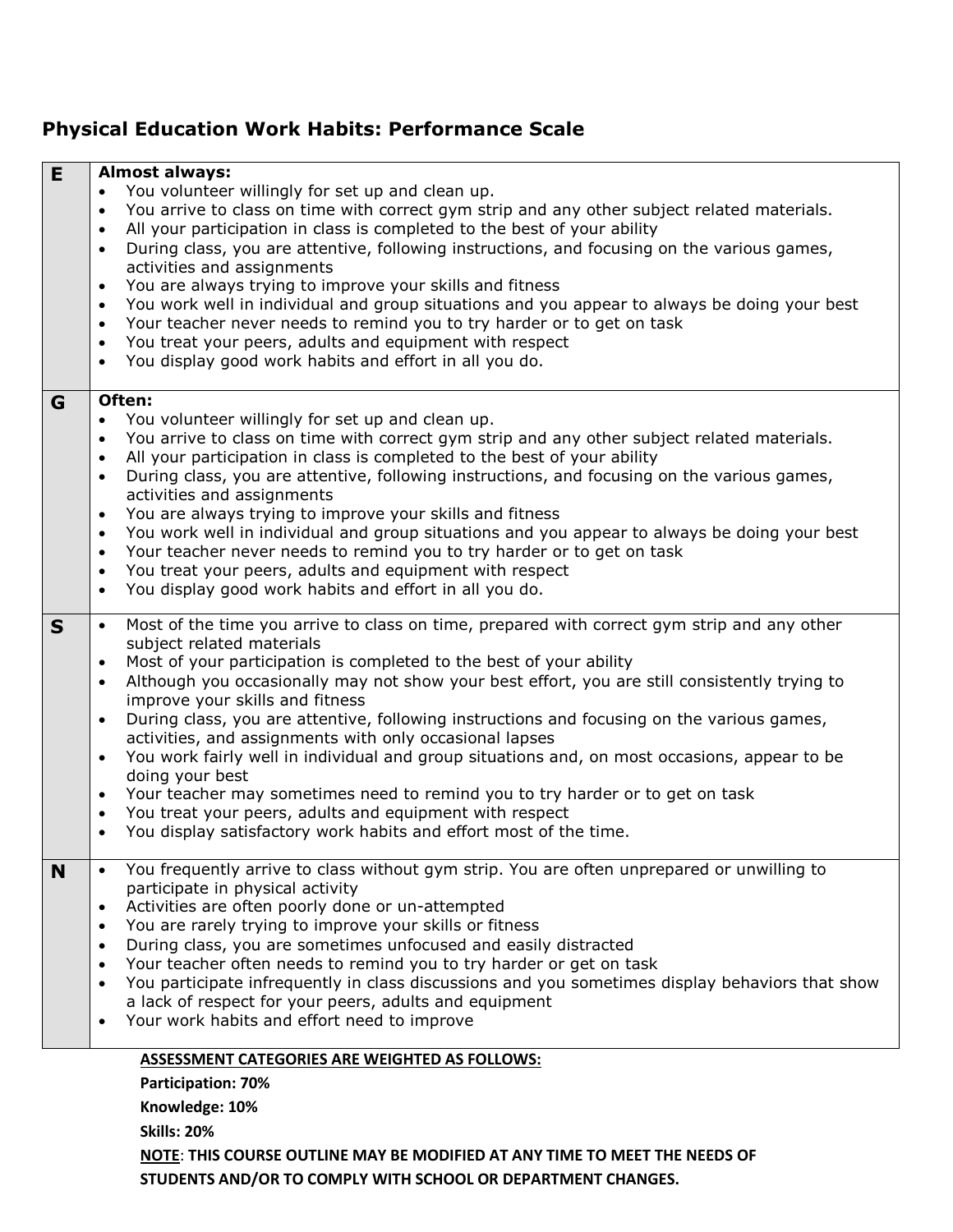## Physical Education Work Habits: Performance Scale

| | |
|---|---|
| **E** | **Almost always:**<br>• You volunteer willingly for set up and clean up.<br>• You arrive to class on time with correct gym strip and any other subject related materials.<br>• All your participation in class is completed to the best of your ability<br>• During class, you are attentive, following instructions, and focusing on the various games, activities and assignments<br>• You are always trying to improve your skills and fitness<br>• You work well in individual and group situations and you appear to always be doing your best<br>• Your teacher never needs to remind you to try harder or to get on task<br>• You treat your peers, adults and equipment with respect<br>• You display good work habits and effort in all you do. |
| **G** | **Often:**<br>• You volunteer willingly for set up and clean up.<br>• You arrive to class on time with correct gym strip and any other subject related materials.<br>• All your participation in class is completed to the best of your ability<br>• During class, you are attentive, following instructions, and focusing on the various games, activities and assignments<br>• You are always trying to improve your skills and fitness<br>• You work well in individual and group situations and you appear to always be doing your best<br>• Your teacher never needs to remind you to try harder or to get on task<br>• You treat your peers, adults and equipment with respect<br>• You display good work habits and effort in all you do. |
| **S** | • Most of the time you arrive to class on time, prepared with correct gym strip and any other subject related materials<br>• Most of your participation is completed to the best of your ability<br>• Although you occasionally may not show your best effort, you are still consistently trying to improve your skills and fitness<br>• During class, you are attentive, following instructions and focusing on the various games, activities, and assignments with only occasional lapses<br>• You work fairly well in individual and group situations and, on most occasions, appear to be doing your best<br>• Your teacher may sometimes need to remind you to try harder or to get on task<br>• You treat your peers, adults and equipment with respect<br>• You display satisfactory work habits and effort most of the time. |
| **N** | • You frequently arrive to class without gym strip. You are often unprepared or unwilling to participate in physical activity<br>• Activities are often poorly done or un-attempted<br>• You are rarely trying to improve your skills or fitness<br>• During class, you are sometimes unfocused and easily distracted<br>• Your teacher often needs to remind you to try harder or get on task<br>• You participate infrequently in class discussions and you sometimes display behaviors that show a lack of respect for your peers, adults and equipment<br>• Your work habits and effort need to improve |

**ASSESSMENT CATEGORIES ARE WEIGHTED AS FOLLOWS:**

**Participation: 70%**

**Knowledge: 10%**

**Skills: 20%**

**NOTE: THIS COURSE OUTLINE MAY BE MODIFIED AT ANY TIME TO MEET THE NEEDS OF STUDENTS AND/OR TO COMPLY WITH SCHOOL OR DEPARTMENT CHANGES.**